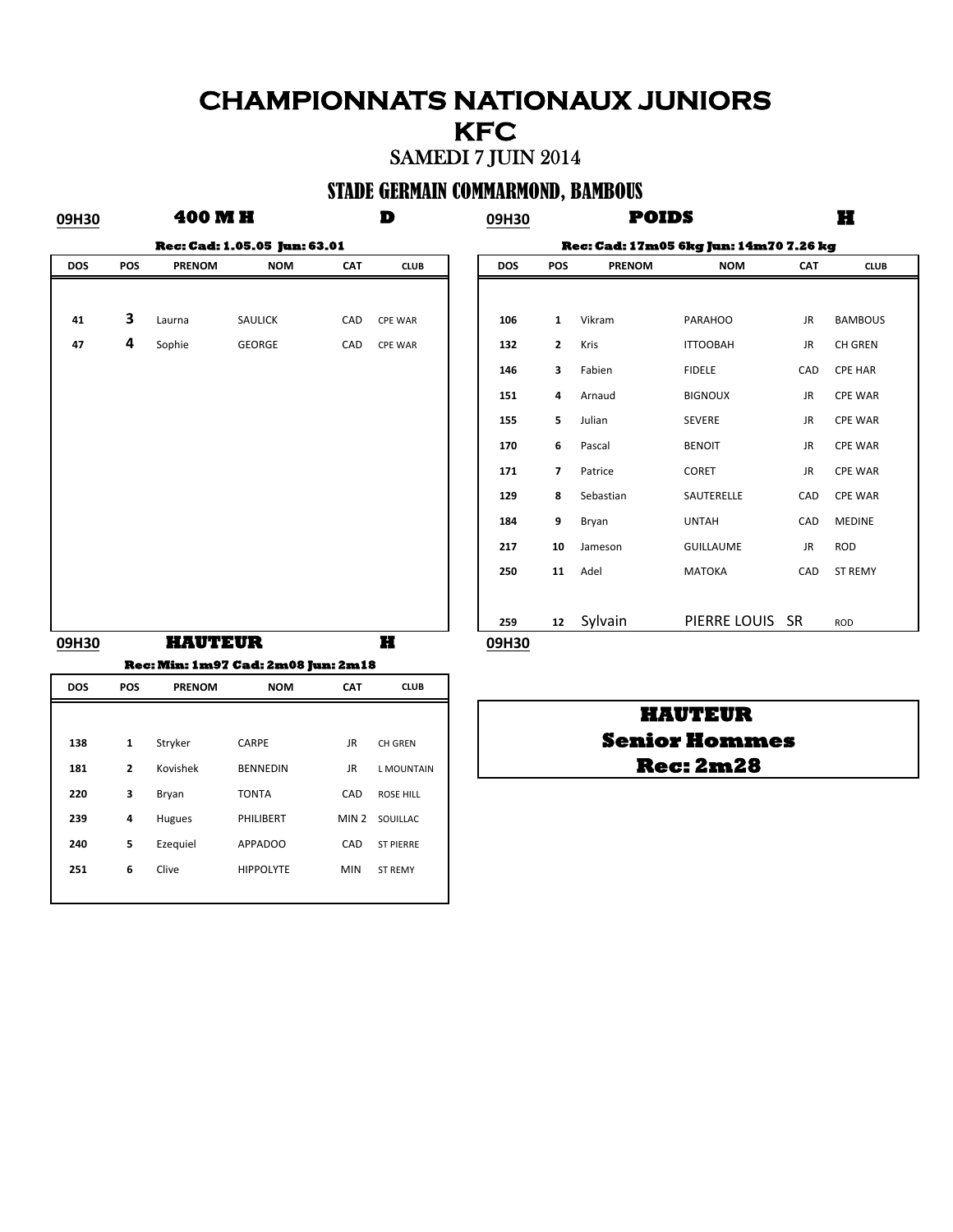# CHAMPIONNATS NATIONAUX JUNIORS

# KFC

## SAMEDI 7 JUIN 2014

## STADE GERMAIN COMMARMOND, BAMBOUS

**09H30** **400 M H** **D**

**Rec: Cad: 1.05.05 Jun: 63.01**

| DOS | POS | PRENOM | NOM | CAT | CLUB |
|---|---|---|---|---|---|
| 41 | 3 | Laurna | SAULICK | CAD | CPE WAR |
| 47 | 4 | Sophie | GEORGE | CAD | CPE WAR |

**09H30** **POIDS** **H**

**Rec: Cad: 17m05 6kg Jun: 14m70 7.26 kg**

| DOS | POS | PRENOM | NOM | CAT | CLUB |
|---|---|---|---|---|---|
| 106 | 1 | Vikram | PARAHOO | JR | BAMBOUS |
| 132 | 2 | Kris | ITTOOBAH | JR | CH GREN |
| 146 | 3 | Fabien | FIDELE | CAD | CPE HAR |
| 151 | 4 | Arnaud | BIGNOUX | JR | CPE WAR |
| 155 | 5 | Julian | SEVERE | JR | CPE WAR |
| 170 | 6 | Pascal | BENOIT | JR | CPE WAR |
| 171 | 7 | Patrice | CORET | JR | CPE WAR |
| 129 | 8 | Sebastian | SAUTERELLE | CAD | CPE WAR |
| 184 | 9 | Bryan | UNTAH | CAD | MEDINE |
| 217 | 10 | Jameson | GUILLAUME | JR | ROD |
| 250 | 11 | Adel | MATOKA | CAD | ST REMY |
| 259 | 12 | Sylvain | PIERRE LOUIS | SR | ROD |

**09H30** **HAUTEUR** **H**

**Rec: Min: 1m97 Cad: 2m08 Jun: 2m18**

| DOS | POS | PRENOM | NOM | CAT | CLUB |
|---|---|---|---|---|---|
| 138 | 1 | Stryker | CARPE | JR | CH GREN |
| 181 | 2 | Kovishek | BENNEDIN | JR | L MOUNTAIN |
| 220 | 3 | Bryan | TONTA | CAD | ROSE HILL |
| 239 | 4 | Hugues | PHILIBERT | MIN 2 | SOUILLAC |
| 240 | 5 | Ezequiel | APPADOO | CAD | ST PIERRE |
| 251 | 6 | Clive | HIPPOLYTE | MIN | ST REMY |

**09H30**

**HAUTEUR**
**Senior Hommes**
**Rec: 2m28**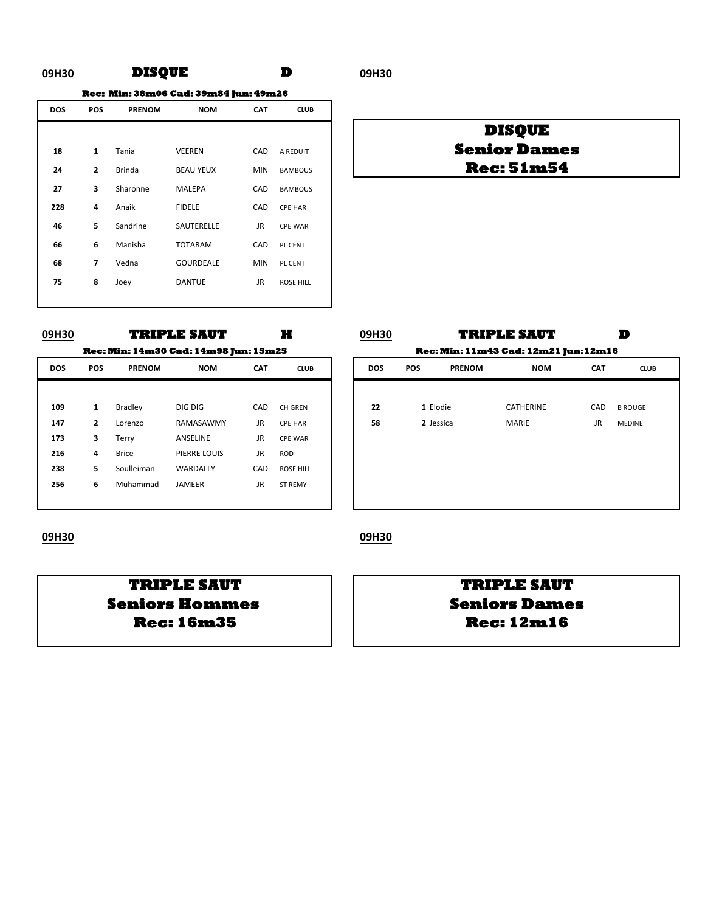**09H30** **DISQUE** **D** **09H30**

**Rec: Min: 38m06 Cad: 39m84 Jun: 49m26**

| DOS | POS | PRENOM | NOM | CAT | CLUB |
|---|---|---|---|---|---|
| 18 | 1 | Tania | VEEREN | CAD | A REDUIT |
| 24 | 2 | Brinda | BEAU YEUX | MIN | BAMBOUS |
| 27 | 3 | Sharonne | MALEPA | CAD | BAMBOUS |
| 228 | 4 | Anaik | FIDELE | CAD | CPE HAR |
| 46 | 5 | Sandrine | SAUTERELLE | JR | CPE WAR |
| 66 | 6 | Manisha | TOTARAM | CAD | PL CENT |
| 68 | 7 | Vedna | GOURDEALE | MIN | PL CENT |
| 75 | 8 | Joey | DANTUE | JR | ROSE HILL |

**DISQUE**
**Senior Dames**
**Rec: 51m54**

**09H30** **TRIPLE SAUT** **H**

**Rec: Min: 14m30 Cad: 14m98 Jun: 15m25**

| DOS | POS | PRENOM | NOM | CAT | CLUB |
|---|---|---|---|---|---|
| 109 | 1 | Bradley | DIG DIG | CAD | CH GREN |
| 147 | 2 | Lorenzo | RAMASAWMY | JR | CPE HAR |
| 173 | 3 | Terry | ANSELINE | JR | CPE WAR |
| 216 | 4 | Brice | PIERRE LOUIS | JR | ROD |
| 238 | 5 | Soulleiman | WARDALLY | CAD | ROSE HILL |
| 256 | 6 | Muhammad | JAMEER | JR | ST REMY |

**09H30** **TRIPLE SAUT** **D**

**Rec: Min: 11m43 Cad: 12m21 Jun: 12m16**

| DOS | POS | PRENOM | NOM | CAT | CLUB |
|---|---|---|---|---|---|
| 22 | 1 | Elodie | CATHERINE | CAD | B ROUGE |
| 58 | 2 | Jessica | MARIE | JR | MEDINE |

**09H30**

**TRIPLE SAUT**
**Seniors Hommes**
**Rec: 16m35**

**09H30**

**TRIPLE SAUT**
**Seniors Dames**
**Rec: 12m16**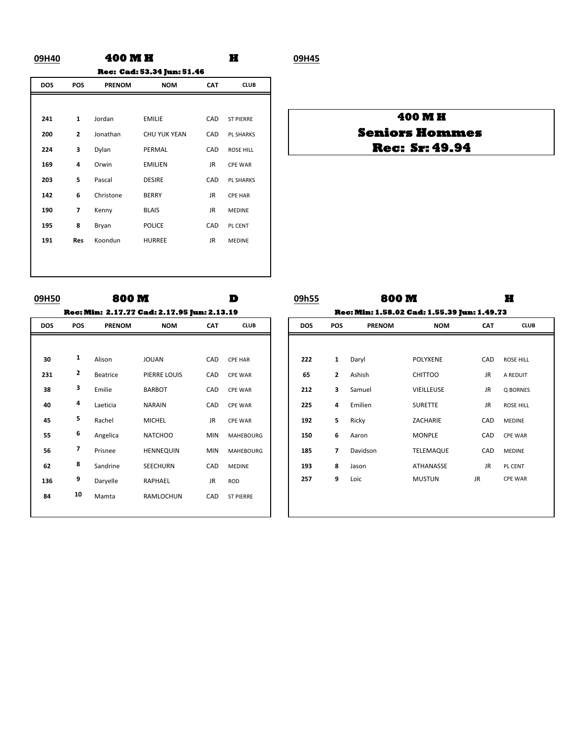## 09H40 — 400 M H — H

**Rec: Cad: 53.34 Jun: 51.46**

| DOS | POS | PRENOM | NOM | CAT | CLUB |
|---|---|---|---|---|---|
| 241 | 1 | Jordan | EMILIE | CAD | ST PIERRE |
| 200 | 2 | Jonathan | CHU YUK YEAN | CAD | PL SHARKS |
| 224 | 3 | Dylan | PERMAL | CAD | ROSE HILL |
| 169 | 4 | Orwin | EMILIEN | JR | CPE WAR |
| 203 | 5 | Pascal | DESIRE | CAD | PL SHARKS |
| 142 | 6 | Christone | BERRY | JR | CPE HAR |
| 190 | 7 | Kenny | BLAIS | JR | MEDINE |
| 195 | 8 | Bryan | POLICE | CAD | PL CENT |
| 191 | Res | Koondun | HURREE | JR | MEDINE |

## 09H45

**400 M H**

**Seniors Hommes**

**Rec: Sr: 49.94**

## 09H50 — 800 M — D

**Rec: Min: 2.17.77 Cad: 2.17.95 Jun: 2.13.19**

| DOS | POS | PRENOM | NOM | CAT | CLUB |
|---|---|---|---|---|---|
| 30 | 1 | Alison | JOUAN | CAD | CPE HAR |
| 231 | 2 | Beatrice | PIERRE LOUIS | CAD | CPE WAR |
| 38 | 3 | Emilie | BARBOT | CAD | CPE WAR |
| 40 | 4 | Laeticia | NARAIN | CAD | CPE WAR |
| 45 | 5 | Rachel | MICHEL | JR | CPE WAR |
| 55 | 6 | Angelica | NATCHOO | MIN | MAHEBOURG |
| 56 | 7 | Prisnee | HENNEQUIN | MIN | MAHEBOURG |
| 62 | 8 | Sandrine | SEECHURN | CAD | MEDINE |
| 136 | 9 | Daryelle | RAPHAEL | JR | ROD |
| 84 | 10 | Mamta | RAMLOCHUN | CAD | ST PIERRE |

## 09h55 — 800 M — H

**Rec: Min: 1.58.02 Cad: 1.55.39 Jun: 1.49.73**

| DOS | POS | PRENOM | NOM | CAT | CLUB |
|---|---|---|---|---|---|
| 222 | 1 | Daryl | POLYXENE | CAD | ROSE HILL |
| 65 | 2 | Ashish | CHITTOO | JR | A REDUIT |
| 212 | 3 | Samuel | VIEILLEUSE | JR | Q BORNES |
| 225 | 4 | Emilien | SURETTE | JR | ROSE HILL |
| 192 | 5 | Ricky | ZACHARIE | CAD | MEDINE |
| 150 | 6 | Aaron | MONPLE | CAD | CPE WAR |
| 185 | 7 | Davidson | TELEMAQUE | CAD | MEDINE |
| 193 | 8 | Jason | ATHANASSE | JR | PL CENT |
| 257 | 9 | Loic | MUSTUN | JR | CPE WAR |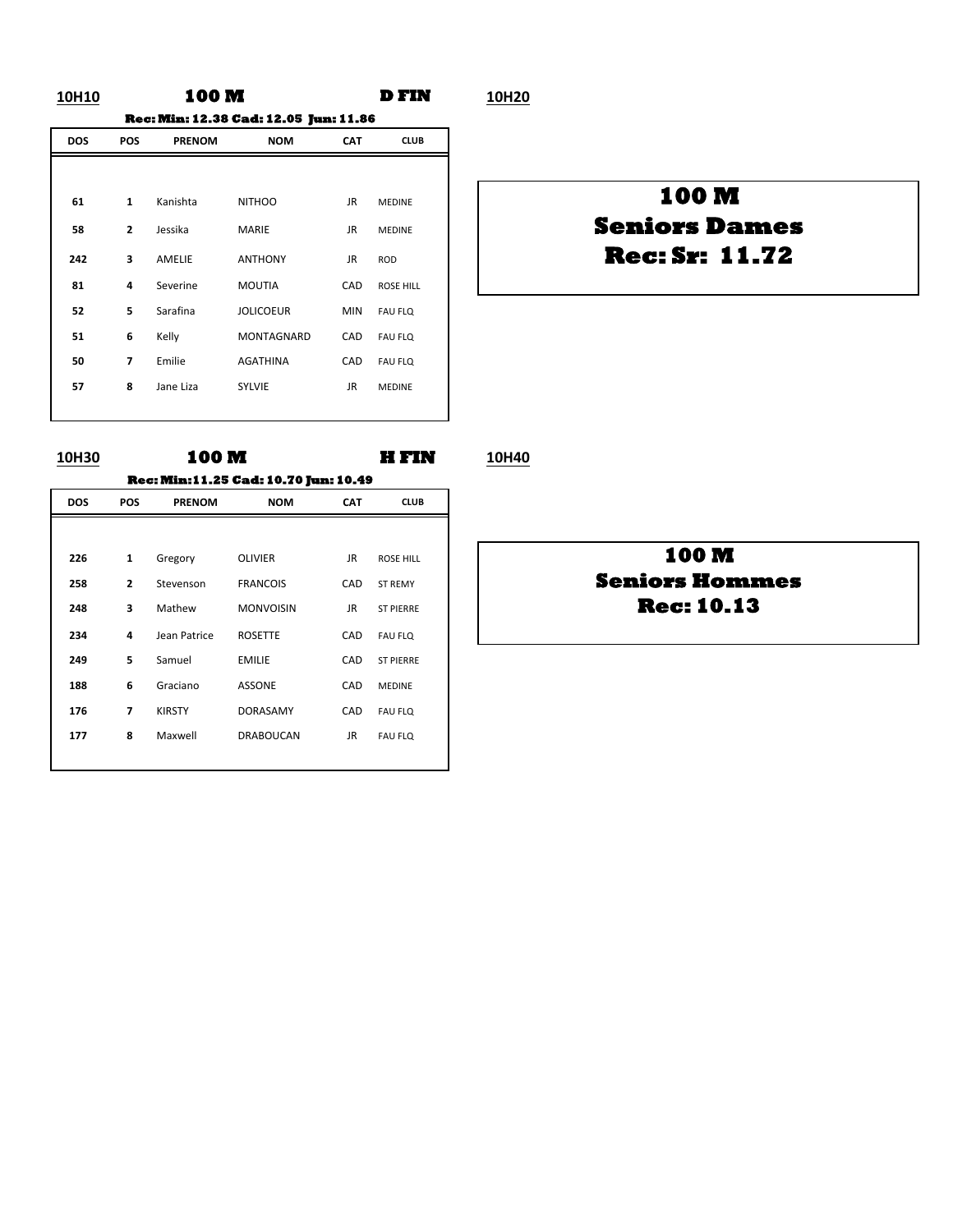**10H10** **100 M** **D FIN** **10H20**

**Rec: Min: 12.38 Cad: 12.05 Jun: 11.86**

| DOS | POS | PRENOM | NOM | CAT | CLUB |
|---|---|---|---|---|---|
| 61 | 1 | Kanishta | NITHOO | JR | MEDINE |
| 58 | 2 | Jessika | MARIE | JR | MEDINE |
| 242 | 3 | AMELIE | ANTHONY | JR | ROD |
| 81 | 4 | Severine | MOUTIA | CAD | ROSE HILL |
| 52 | 5 | Sarafina | JOLICOEUR | MIN | FAU FLQ |
| 51 | 6 | Kelly | MONTAGNARD | CAD | FAU FLQ |
| 50 | 7 | Emilie | AGATHINA | CAD | FAU FLQ |
| 57 | 8 | Jane Liza | SYLVIE | JR | MEDINE |

**100 M**
**Seniors Dames**
**Rec: Sr: 11.72**

**10H30** **100 M** **H FIN** **10H40**

**Rec: Min: 11.25 Cad: 10.70 Jun: 10.49**

| DOS | POS | PRENOM | NOM | CAT | CLUB |
|---|---|---|---|---|---|
| 226 | 1 | Gregory | OLIVIER | JR | ROSE HILL |
| 258 | 2 | Stevenson | FRANCOIS | CAD | ST REMY |
| 248 | 3 | Mathew | MONVOISIN | JR | ST PIERRE |
| 234 | 4 | Jean Patrice | ROSETTE | CAD | FAU FLQ |
| 249 | 5 | Samuel | EMILIE | CAD | ST PIERRE |
| 188 | 6 | Graciano | ASSONE | CAD | MEDINE |
| 176 | 7 | KIRSTY | DORASAMY | CAD | FAU FLQ |
| 177 | 8 | Maxwell | DRABOUCAN | JR | FAU FLQ |

**100 M**
**Seniors Hommes**
**Rec: 10.13**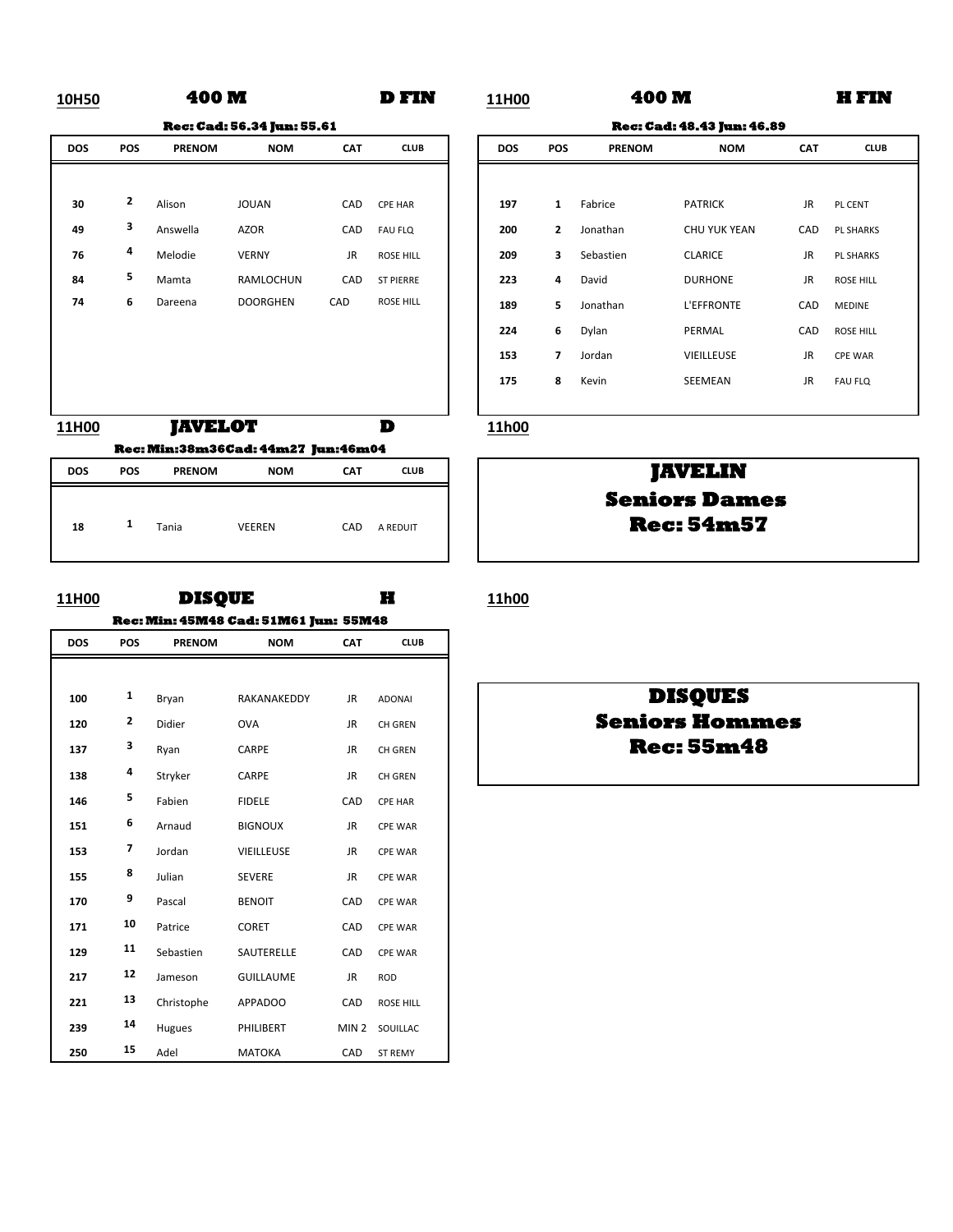**10H50** **400 M** **D FIN**

**Rec: Cad: 56.34 Jun: 55.61**

| DOS | POS | PRENOM | NOM | CAT | CLUB |
|---|---|---|---|---|---|
| 30 | 2 | Alison | JOUAN | CAD | CPE HAR |
| 49 | 3 | Answella | AZOR | CAD | FAU FLQ |
| 76 | 4 | Melodie | VERNY | JR | ROSE HILL |
| 84 | 5 | Mamta | RAMLOCHUN | CAD | ST PIERRE |
| 74 | 6 | Dareena | DOORGHEN | CAD | ROSE HILL |

**11H00** **400 M** **H FIN**

**Rec: Cad: 48.43 Jun: 46.89**

| DOS | POS | PRENOM | NOM | CAT | CLUB |
|---|---|---|---|---|---|
| 197 | 1 | Fabrice | PATRICK | JR | PL CENT |
| 200 | 2 | Jonathan | CHU YUK YEAN | CAD | PL SHARKS |
| 209 | 3 | Sebastien | CLARICE | JR | PL SHARKS |
| 223 | 4 | David | DURHONE | JR | ROSE HILL |
| 189 | 5 | Jonathan | L'EFFRONTE | CAD | MEDINE |
| 224 | 6 | Dylan | PERMAL | CAD | ROSE HILL |
| 153 | 7 | Jordan | VIEILLEUSE | JR | CPE WAR |
| 175 | 8 | Kevin | SEEMEAN | JR | FAU FLQ |

**11H00** **JAVELOT** **D**

**Rec: Min:38m36Cad: 44m27 Jun:46m04**

| DOS | POS | PRENOM | NOM | CAT | CLUB |
|---|---|---|---|---|---|
| 18 | 1 | Tania | VEEREN | CAD | A REDUIT |

**11h00**

**JAVELIN**
**Seniors Dames**
**Rec: 54m57**

**11H00** **DISQUE** **H**

**Rec: Min: 45M48 Cad: 51M61 Jun: 55M48**

| DOS | POS | PRENOM | NOM | CAT | CLUB |
|---|---|---|---|---|---|
| 100 | 1 | Bryan | RAKANAKEDDY | JR | ADONAI |
| 120 | 2 | Didier | OVA | JR | CH GREN |
| 137 | 3 | Ryan | CARPE | JR | CH GREN |
| 138 | 4 | Stryker | CARPE | JR | CH GREN |
| 146 | 5 | Fabien | FIDELE | CAD | CPE HAR |
| 151 | 6 | Arnaud | BIGNOUX | JR | CPE WAR |
| 153 | 7 | Jordan | VIEILLEUSE | JR | CPE WAR |
| 155 | 8 | Julian | SEVERE | JR | CPE WAR |
| 170 | 9 | Pascal | BENOIT | CAD | CPE WAR |
| 171 | 10 | Patrice | CORET | CAD | CPE WAR |
| 129 | 11 | Sebastien | SAUTERELLE | CAD | CPE WAR |
| 217 | 12 | Jameson | GUILLAUME | JR | ROD |
| 221 | 13 | Christophe | APPADOO | CAD | ROSE HILL |
| 239 | 14 | Hugues | PHILIBERT | MIN 2 | SOUILLAC |
| 250 | 15 | Adel | MATOKA | CAD | ST REMY |

**11h00**

**DISQUES**
**Seniors Hommes**
**Rec: 55m48**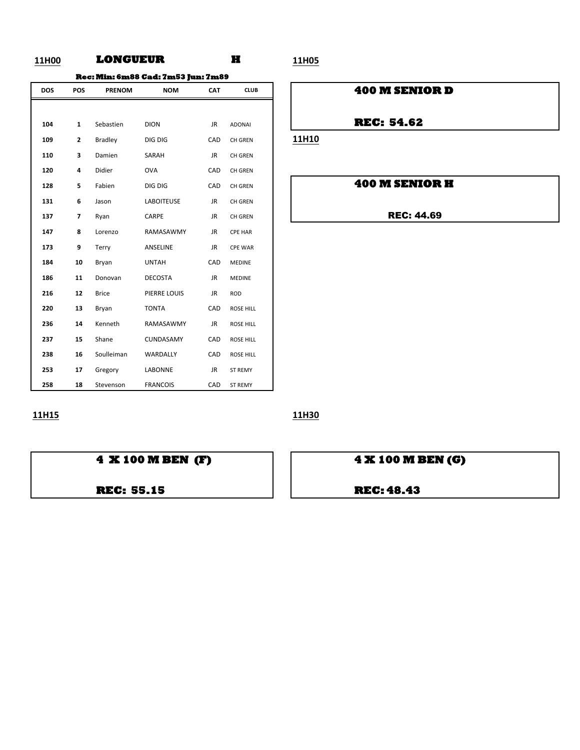**11H00** **LONGUEUR** **H**

**Rec: Min: 6m88 Cad: 7m53 Jun: 7m89**

| DOS | POS | PRENOM | NOM | CAT | CLUB |
|---|---|---|---|---|---|
| 104 | 1 | Sebastien | DION | JR | ADONAI |
| 109 | 2 | Bradley | DIG DIG | CAD | CH GREN |
| 110 | 3 | Damien | SARAH | JR | CH GREN |
| 120 | 4 | Didier | OVA | CAD | CH GREN |
| 128 | 5 | Fabien | DIG DIG | CAD | CH GREN |
| 131 | 6 | Jason | LABOITEUSE | JR | CH GREN |
| 137 | 7 | Ryan | CARPE | JR | CH GREN |
| 147 | 8 | Lorenzo | RAMASAWMY | JR | CPE HAR |
| 173 | 9 | Terry | ANSELINE | JR | CPE WAR |
| 184 | 10 | Bryan | UNTAH | CAD | MEDINE |
| 186 | 11 | Donovan | DECOSTA | JR | MEDINE |
| 216 | 12 | Brice | PIERRE LOUIS | JR | ROD |
| 220 | 13 | Bryan | TONTA | CAD | ROSE HILL |
| 236 | 14 | Kenneth | RAMASAWMY | JR | ROSE HILL |
| 237 | 15 | Shane | CUNDASAMY | CAD | ROSE HILL |
| 238 | 16 | Soulleiman | WARDALLY | CAD | ROSE HILL |
| 253 | 17 | Gregory | LABONNE | JR | ST REMY |
| 258 | 18 | Stevenson | FRANCOIS | CAD | ST REMY |

**11H05**

**400 M SENIOR D**

**REC: 54.62**

**11H10**

**400 M SENIOR H**

**REC: 44.69**

**11H15**

**4 X 100 M BEN (F)**

**REC: 55.15**

**11H30**

**4 X 100 M BEN (G)**

**REC: 48.43**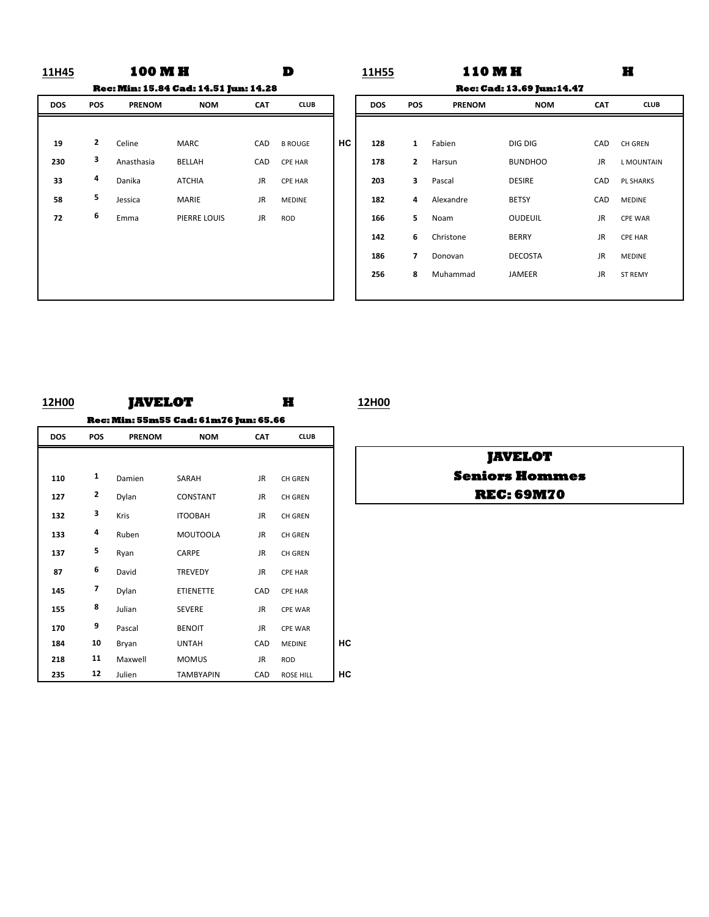**11H45** **100 M H** **D**

**Rec: Min: 15.84 Cad: 14.51 Jun: 14.28**

| DOS | POS | PRENOM | NOM | CAT | CLUB | |
|---|---|---|---|---|---|---|
| 19 | 2 | Celine | MARC | CAD | B ROUGE | HC |
| 230 | 3 | Anasthasia | BELLAH | CAD | CPE HAR | |
| 33 | 4 | Danika | ATCHIA | JR | CPE HAR | |
| 58 | 5 | Jessica | MARIE | JR | MEDINE | |
| 72 | 6 | Emma | PIERRE LOUIS | JR | ROD | |

**11H55** **110 M H** **H**

**Rec: Cad: 13.69 Jun:14.47**

| DOS | POS | PRENOM | NOM | CAT | CLUB |
|---|---|---|---|---|---|
| 128 | 1 | Fabien | DIG DIG | CAD | CH GREN |
| 178 | 2 | Harsun | BUNDHOO | JR | L MOUNTAIN |
| 203 | 3 | Pascal | DESIRE | CAD | PL SHARKS |
| 182 | 4 | Alexandre | BETSY | CAD | MEDINE |
| 166 | 5 | Noam | OUDEUIL | JR | CPE WAR |
| 142 | 6 | Christone | BERRY | JR | CPE HAR |
| 186 | 7 | Donovan | DECOSTA | JR | MEDINE |
| 256 | 8 | Muhammad | JAMEER | JR | ST REMY |

**12H00** **JAVELOT** **H**

**Rec: Min: 55m55 Cad: 61m76 Jun: 65.66**

| DOS | POS | PRENOM | NOM | CAT | CLUB | |
|---|---|---|---|---|---|---|
| 110 | 1 | Damien | SARAH | JR | CH GREN | |
| 127 | 2 | Dylan | CONSTANT | JR | CH GREN | |
| 132 | 3 | Kris | ITOOBAH | JR | CH GREN | |
| 133 | 4 | Ruben | MOUTOOLA | JR | CH GREN | |
| 137 | 5 | Ryan | CARPE | JR | CH GREN | |
| 87 | 6 | David | TREVEDY | JR | CPE HAR | |
| 145 | 7 | Dylan | ETIENETTE | CAD | CPE HAR | |
| 155 | 8 | Julian | SEVERE | JR | CPE WAR | |
| 170 | 9 | Pascal | BENOIT | JR | CPE WAR | |
| 184 | 10 | Bryan | UNTAH | CAD | MEDINE | HC |
| 218 | 11 | Maxwell | MOMUS | JR | ROD | |
| 235 | 12 | Julien | TAMBYAPIN | CAD | ROSE HILL | HC |

**12H00**

**JAVELOT**
**Seniors Hommes**
**REC: 69M70**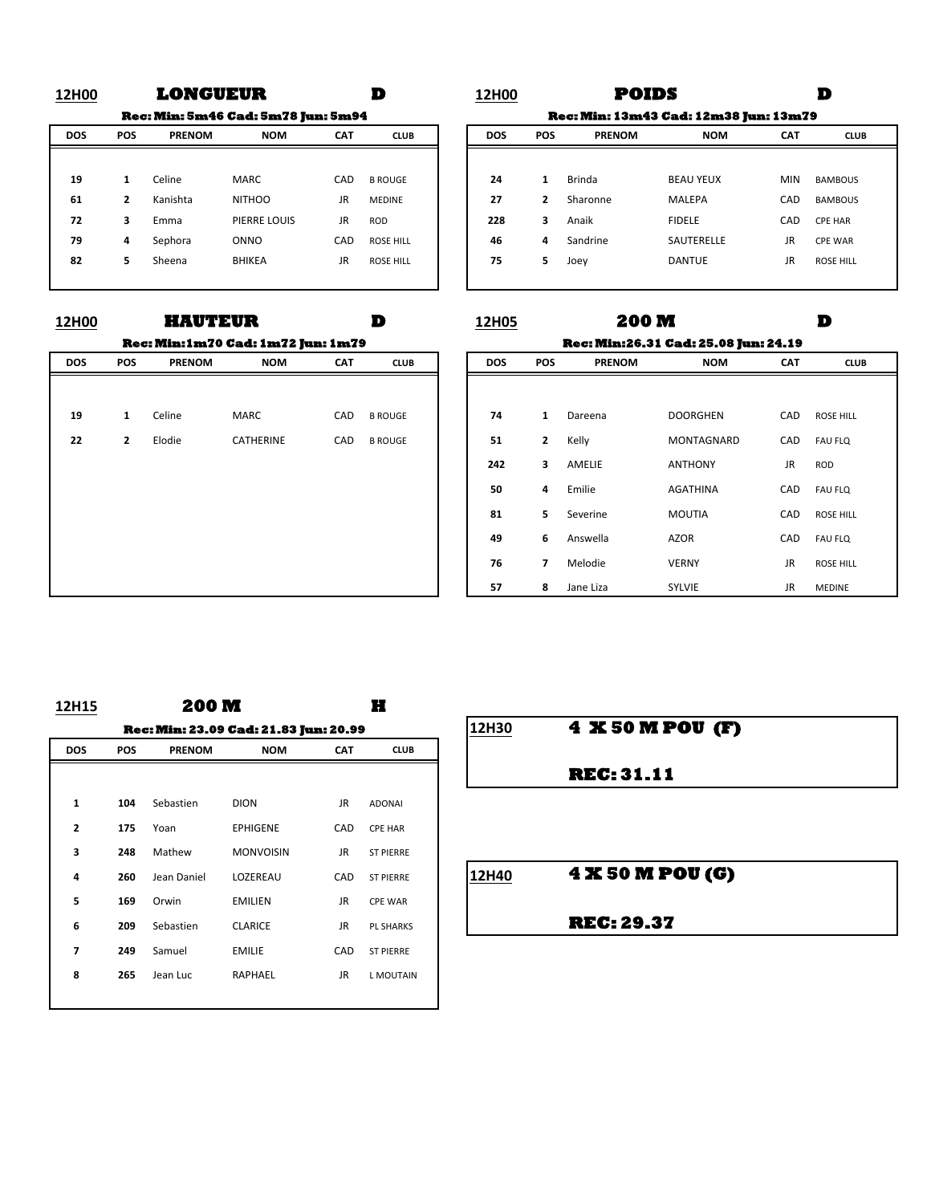## 12H00 LONGUEUR D

**Rec: Min: 5m46 Cad: 5m78 Jun: 5m94**

| DOS | POS | PRENOM | NOM | CAT | CLUB |
|---|---|---|---|---|---|
| 19 | 1 | Celine | MARC | CAD | B ROUGE |
| 61 | 2 | Kanishta | NITHOO | JR | MEDINE |
| 72 | 3 | Emma | PIERRE LOUIS | JR | ROD |
| 79 | 4 | Sephora | ONNO | CAD | ROSE HILL |
| 82 | 5 | Sheena | BHIKEA | JR | ROSE HILL |

## 12H00 POIDS D

**Rec: Min: 13m43 Cad: 12m38 Jun: 13m79**

| DOS | POS | PRENOM | NOM | CAT | CLUB |
|---|---|---|---|---|---|
| 24 | 1 | Brinda | BEAU YEUX | MIN | BAMBOUS |
| 27 | 2 | Sharonne | MALEPA | CAD | BAMBOUS |
| 228 | 3 | Anaik | FIDELE | CAD | CPE HAR |
| 46 | 4 | Sandrine | SAUTERELLE | JR | CPE WAR |
| 75 | 5 | Joey | DANTUE | JR | ROSE HILL |

## 12H00 HAUTEUR D

**Rec: Min:1m70 Cad: 1m72 Jun: 1m79**

| DOS | POS | PRENOM | NOM | CAT | CLUB |
|---|---|---|---|---|---|
| 19 | 1 | Celine | MARC | CAD | B ROUGE |
| 22 | 2 | Elodie | CATHERINE | CAD | B ROUGE |

## 12H05 200 M D

**Rec: Min:26.31 Cad: 25.08 Jun: 24.19**

| DOS | POS | PRENOM | NOM | CAT | CLUB |
|---|---|---|---|---|---|
| 74 | 1 | Dareena | DOORGHEN | CAD | ROSE HILL |
| 51 | 2 | Kelly | MONTAGNARD | CAD | FAU FLQ |
| 242 | 3 | AMELIE | ANTHONY | JR | ROD |
| 50 | 4 | Emilie | AGATHINA | CAD | FAU FLQ |
| 81 | 5 | Severine | MOUTIA | CAD | ROSE HILL |
| 49 | 6 | Answella | AZOR | CAD | FAU FLQ |
| 76 | 7 | Melodie | VERNY | JR | ROSE HILL |
| 57 | 8 | Jane Liza | SYLVIE | JR | MEDINE |

## 12H15 200 M H

**Rec: Min: 23.09 Cad: 21.83 Jun: 20.99**

| DOS | POS | PRENOM | NOM | CAT | CLUB |
|---|---|---|---|---|---|
| 1 | 104 | Sebastien | DION | JR | ADONAI |
| 2 | 175 | Yoan | EPHIGENE | CAD | CPE HAR |
| 3 | 248 | Mathew | MONVOISIN | JR | ST PIERRE |
| 4 | 260 | Jean Daniel | LOZEREAU | CAD | ST PIERRE |
| 5 | 169 | Orwin | EMILIEN | JR | CPE WAR |
| 6 | 209 | Sebastien | CLARICE | JR | PL SHARKS |
| 7 | 249 | Samuel | EMILIE | CAD | ST PIERRE |
| 8 | 265 | Jean Luc | RAPHAEL | JR | L MOUTAIN |

## 12H30 4 X 50 M POU (F)

**REC: 31.11**

## 12H40 4 X 50 M POU (G)

**REC: 29.37**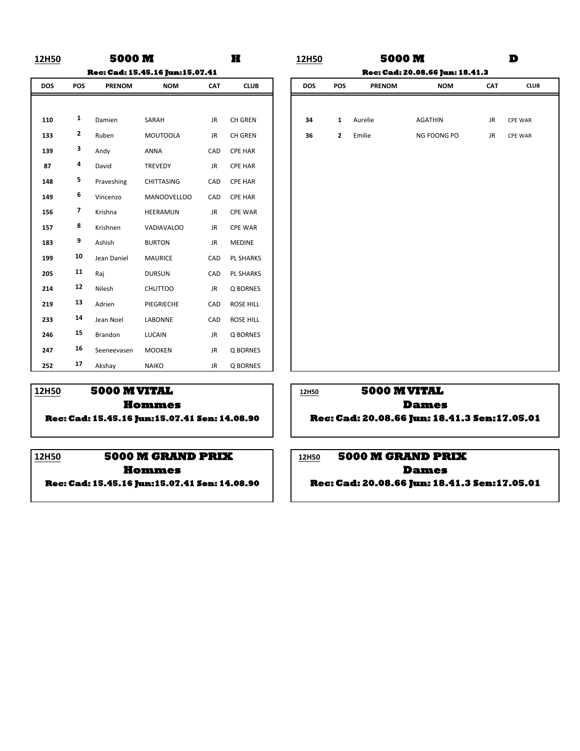## 12H50 — 5000 M — H

**Rec: Cad: 15.45.16 Jun:15.07.41**

| DOS | POS | PRENOM | NOM | CAT | CLUB |
|---|---|---|---|---|---|
| 110 | 1 | Damien | SARAH | JR | CH GREN |
| 133 | 2 | Ruben | MOUTOOLA | JR | CH GREN |
| 139 | 3 | Andy | ANNA | CAD | CPE HAR |
| 87 | 4 | David | TREVEDY | JR | CPE HAR |
| 148 | 5 | Praveshing | CHITTASING | CAD | CPE HAR |
| 149 | 6 | Vincenzo | MANOOVELLOO | CAD | CPE HAR |
| 156 | 7 | Krishna | HEERAMUN | JR | CPE WAR |
| 157 | 8 | Krishnen | VADIAVALOO | JR | CPE WAR |
| 183 | 9 | Ashish | BURTON | JR | MEDINE |
| 199 | 10 | Jean Daniel | MAURICE | CAD | PL SHARKS |
| 205 | 11 | Raj | DURSUN | CAD | PL SHARKS |
| 214 | 12 | Nilesh | CHUTTOO | JR | Q BORNES |
| 219 | 13 | Adrien | PIEGRIECHE | CAD | ROSE HILL |
| 233 | 14 | Jean Noel | LABONNE | CAD | ROSE HILL |
| 246 | 15 | Brandon | LUCAIN | JR | Q BORNES |
| 247 | 16 | Seeneevasen | MOOKEN | JR | Q BORNES |
| 252 | 17 | Akshay | NAIKO | JR | Q BORNES |

## 12H50 — 5000 M — D

**Rec: Cad: 20.08.66 Jun: 18.41.3**

| DOS | POS | PRENOM | NOM | CAT | CLUB |
|---|---|---|---|---|---|
| 34 | 1 | Aurelie | AGATHIN | JR | CPE WAR |
| 36 | 2 | Emilie | NG FOONG PO | JR | CPE WAR |

## 12H50 — 5000 M VITAL Hommes

**Rec: Cad: 15.45.16 Jun:15.07.41 Sen: 14.08.90**

## 12H50 — 5000 M VITAL Dames

**Rec: Cad: 20.08.66 Jun: 18.41.3 Sen:17.05.01**

## 12H50 — 5000 M GRAND PRIX Hommes

**Rec: Cad: 15.45.16 Jun:15.07.41 Sen: 14.08.90**

## 12H50 — 5000 M GRAND PRIX Dames

**Rec: Cad: 20.08.66 Jun: 18.41.3 Sen:17.05.01**